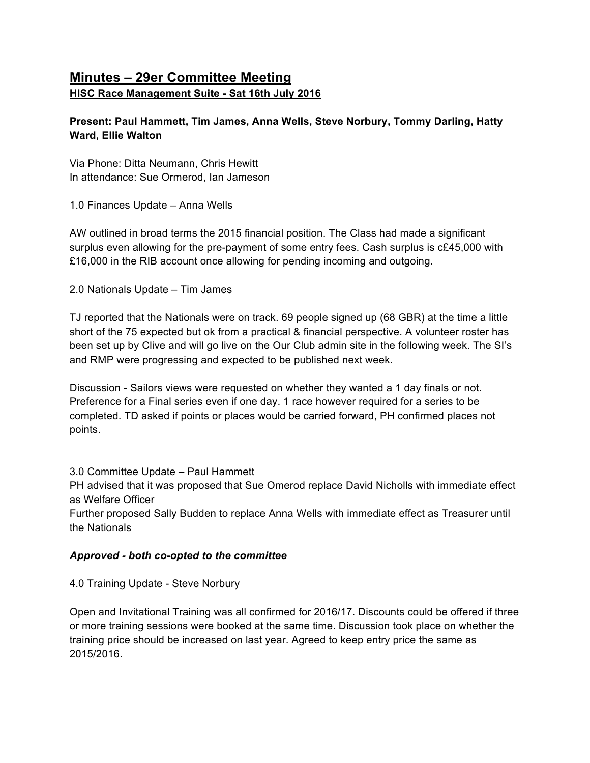# Minutes – 29er Committee Meeting

**HISC Race Management Suite - Sat 16th July 2016**

**Present: Paul Hammett, Tim James, Anna Wells, Steve Norbury, Tommy Darling, Hatty Ward, Ellie Walton**

Via Phone: Ditta Neumann, Chris Hewitt
In attendance: Sue Ormerod, Ian Jameson

1.0 Finances Update – Anna Wells

AW outlined in broad terms the 2015 financial position. The Class had made a significant surplus even allowing for the pre-payment of some entry fees. Cash surplus is c£45,000 with £16,000 in the RIB account once allowing for pending incoming and outgoing.

2.0 Nationals Update – Tim James

TJ reported that the Nationals were on track. 69 people signed up (68 GBR) at the time a little short of the 75 expected but ok from a practical & financial perspective. A volunteer roster has been set up by Clive and will go live on the Our Club admin site in the following week. The SI's and RMP were progressing and expected to be published next week.

Discussion - Sailors views were requested on whether they wanted a 1 day finals or not. Preference for a Final series even if one day. 1 race however required for a series to be completed. TD asked if points or places would be carried forward, PH confirmed places not points.

3.0 Committee Update – Paul Hammett
PH advised that it was proposed that Sue Omerod replace David Nicholls with immediate effect as Welfare Officer
Further proposed Sally Budden to replace Anna Wells with immediate effect as Treasurer until the Nationals

***Approved - both co-opted to the committee***

4.0 Training Update - Steve Norbury

Open and Invitational Training was all confirmed for 2016/17. Discounts could be offered if three or more training sessions were booked at the same time. Discussion took place on whether the training price should be increased on last year. Agreed to keep entry price the same as 2015/2016.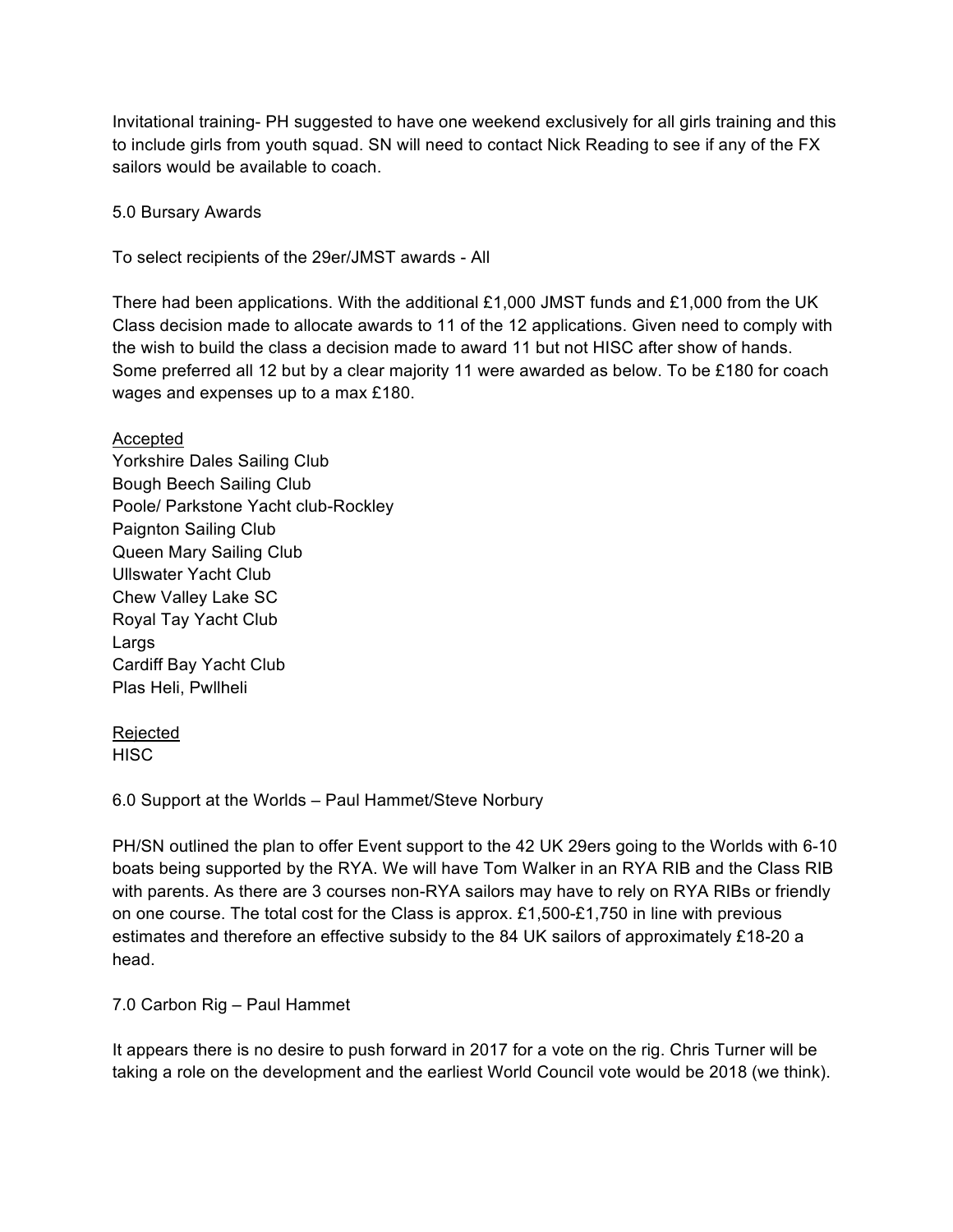Invitational training- PH suggested to have one weekend exclusively for all girls training and this to include girls from youth squad. SN will need to contact Nick Reading to see if any of the FX sailors would be available to coach.

## 5.0 Bursary Awards

To select recipients of the 29er/JMST awards - All

There had been applications. With the additional £1,000 JMST funds and £1,000 from the UK Class decision made to allocate awards to 11 of the 12 applications. Given need to comply with the wish to build the class a decision made to award 11 but not HISC after show of hands. Some preferred all 12 but by a clear majority 11 were awarded as below. To be £180 for coach wages and expenses up to a max £180.

<u>Accepted</u>
Yorkshire Dales Sailing Club
Bough Beech Sailing Club
Poole/ Parkstone Yacht club-Rockley
Paignton Sailing Club
Queen Mary Sailing Club
Ullswater Yacht Club
Chew Valley Lake SC
Royal Tay Yacht Club
Largs
Cardiff Bay Yacht Club
Plas Heli, Pwllheli

<u>Rejected</u>
HISC

## 6.0 Support at the Worlds – Paul Hammet/Steve Norbury

PH/SN outlined the plan to offer Event support to the 42 UK 29ers going to the Worlds with 6-10 boats being supported by the RYA. We will have Tom Walker in an RYA RIB and the Class RIB with parents. As there are 3 courses non-RYA sailors may have to rely on RYA RIBs or friendly on one course. The total cost for the Class is approx. £1,500-£1,750 in line with previous estimates and therefore an effective subsidy to the 84 UK sailors of approximately £18-20 a head.

## 7.0 Carbon Rig – Paul Hammet

It appears there is no desire to push forward in 2017 for a vote on the rig. Chris Turner will be taking a role on the development and the earliest World Council vote would be 2018 (we think).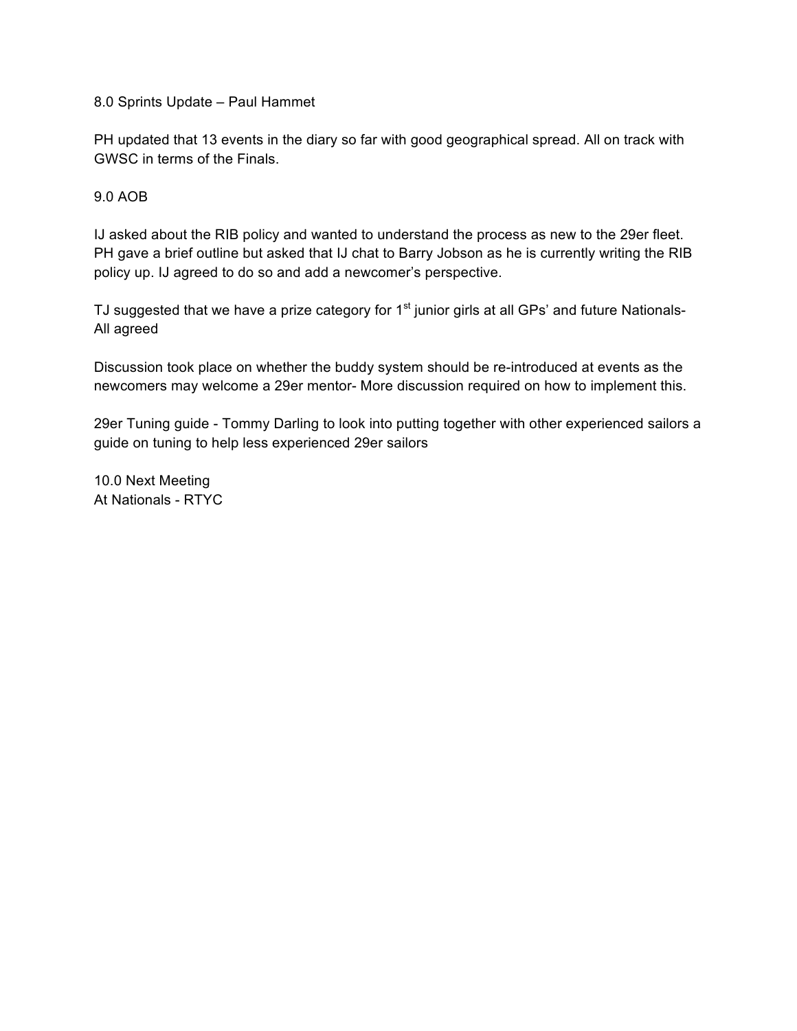## 8.0 Sprints Update – Paul Hammet

PH updated that 13 events in the diary so far with good geographical spread. All on track with GWSC in terms of the Finals.

## 9.0 AOB

IJ asked about the RIB policy and wanted to understand the process as new to the 29er fleet. PH gave a brief outline but asked that IJ chat to Barry Jobson as he is currently writing the RIB policy up. IJ agreed to do so and add a newcomer's perspective.

TJ suggested that we have a prize category for 1st junior girls at all GPs' and future Nationals- All agreed

Discussion took place on whether the buddy system should be re-introduced at events as the newcomers may welcome a 29er mentor- More discussion required on how to implement this.

29er Tuning guide - Tommy Darling to look into putting together with other experienced sailors a guide on tuning to help less experienced 29er sailors

## 10.0 Next Meeting

At Nationals - RTYC